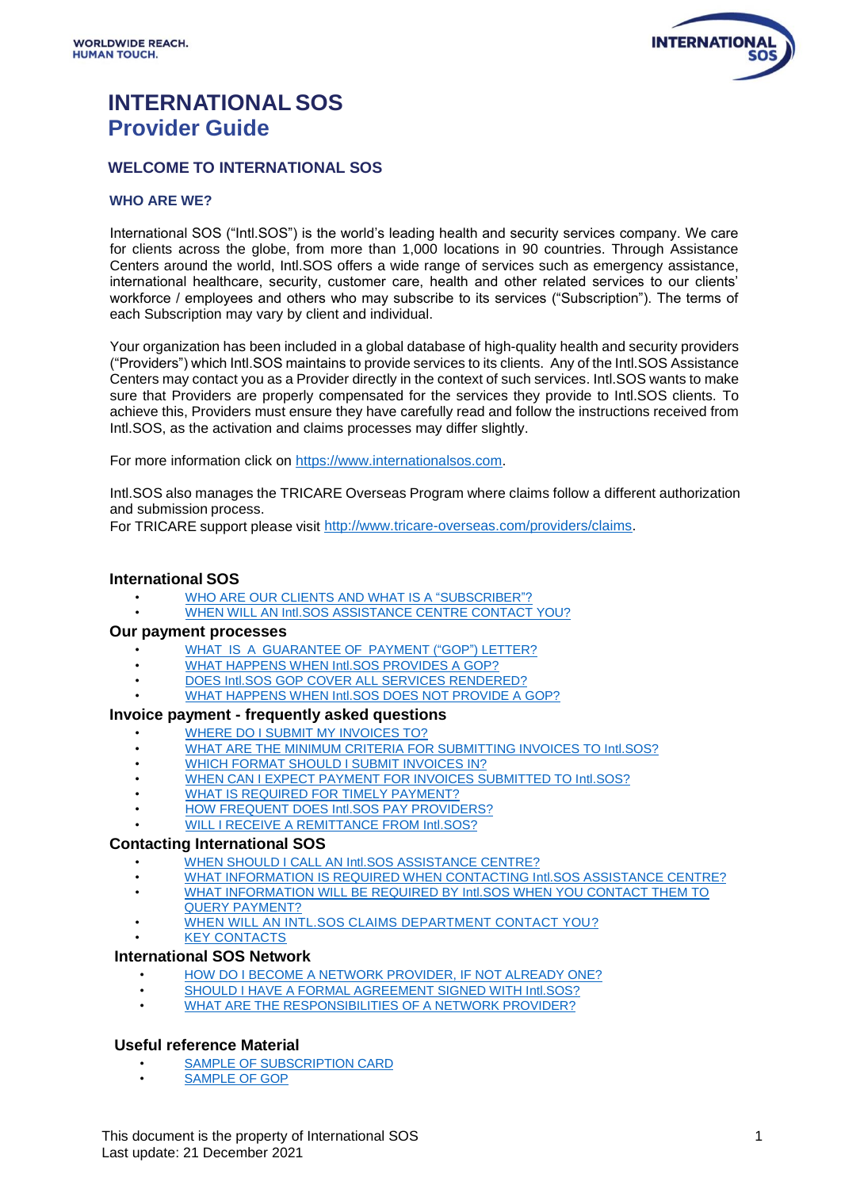WORLDWIDE REACH.
HUMAN TOUCH.

# INTERNATIONAL SOS
# Provider Guide

## WELCOME TO INTERNATIONAL SOS

### WHO ARE WE?

International SOS ("Intl.SOS") is the world's leading health and security services company. We care for clients across the globe, from more than 1,000 locations in 90 countries. Through Assistance Centers around the world, Intl.SOS offers a wide range of services such as emergency assistance, international healthcare, security, customer care, health and other related services to our clients' workforce / employees and others who may subscribe to its services ("Subscription"). The terms of each Subscription may vary by client and individual.

Your organization has been included in a global database of high-quality health and security providers ("Providers") which Intl.SOS maintains to provide services to its clients. Any of the Intl.SOS Assistance Centers may contact you as a Provider directly in the context of such services. Intl.SOS wants to make sure that Providers are properly compensated for the services they provide to Intl.SOS clients. To achieve this, Providers must ensure they have carefully read and follow the instructions received from Intl.SOS, as the activation and claims processes may differ slightly.

For more information click on https://www.internationalsos.com.

Intl.SOS also manages the TRICARE Overseas Program where claims follow a different authorization and submission process.
For TRICARE support please visit http://www.tricare-overseas.com/providers/claims.

### International SOS

- WHO ARE OUR CLIENTS AND WHAT IS A "SUBSCRIBER"?
- WHEN WILL AN Intl.SOS ASSISTANCE CENTRE CONTACT YOU?

### Our payment processes

- WHAT IS A GUARANTEE OF PAYMENT ("GOP") LETTER?
- WHAT HAPPENS WHEN Intl.SOS PROVIDES A GOP?
- DOES Intl.SOS GOP COVER ALL SERVICES RENDERED?
- WHAT HAPPENS WHEN Intl.SOS DOES NOT PROVIDE A GOP?

### Invoice payment - frequently asked questions

- WHERE DO I SUBMIT MY INVOICES TO?
- WHAT ARE THE MINIMUM CRITERIA FOR SUBMITTING INVOICES TO Intl.SOS?
- WHICH FORMAT SHOULD I SUBMIT INVOICES IN?
- WHEN CAN I EXPECT PAYMENT FOR INVOICES SUBMITTED TO Intl.SOS?
- WHAT IS REQUIRED FOR TIMELY PAYMENT?
- HOW FREQUENT DOES Intl.SOS PAY PROVIDERS?
- WILL I RECEIVE A REMITTANCE FROM Intl.SOS?

### Contacting International SOS

- WHEN SHOULD I CALL AN Intl.SOS ASSISTANCE CENTRE?
- WHAT INFORMATION IS REQUIRED WHEN CONTACTING Intl.SOS ASSISTANCE CENTRE?
- WHAT INFORMATION WILL BE REQUIRED BY Intl.SOS WHEN YOU CONTACT THEM TO QUERY PAYMENT?
- WHEN WILL AN INTL.SOS CLAIMS DEPARTMENT CONTACT YOU?
- KEY CONTACTS

### International SOS Network

- HOW DO I BECOME A NETWORK PROVIDER, IF NOT ALREADY ONE?
- SHOULD I HAVE A FORMAL AGREEMENT SIGNED WITH Intl.SOS?
- WHAT ARE THE RESPONSIBILITIES OF A NETWORK PROVIDER?

### Useful reference Material

- SAMPLE OF SUBSCRIPTION CARD
- SAMPLE OF GOP

This document is the property of International SOS
Last update: 21 December 2021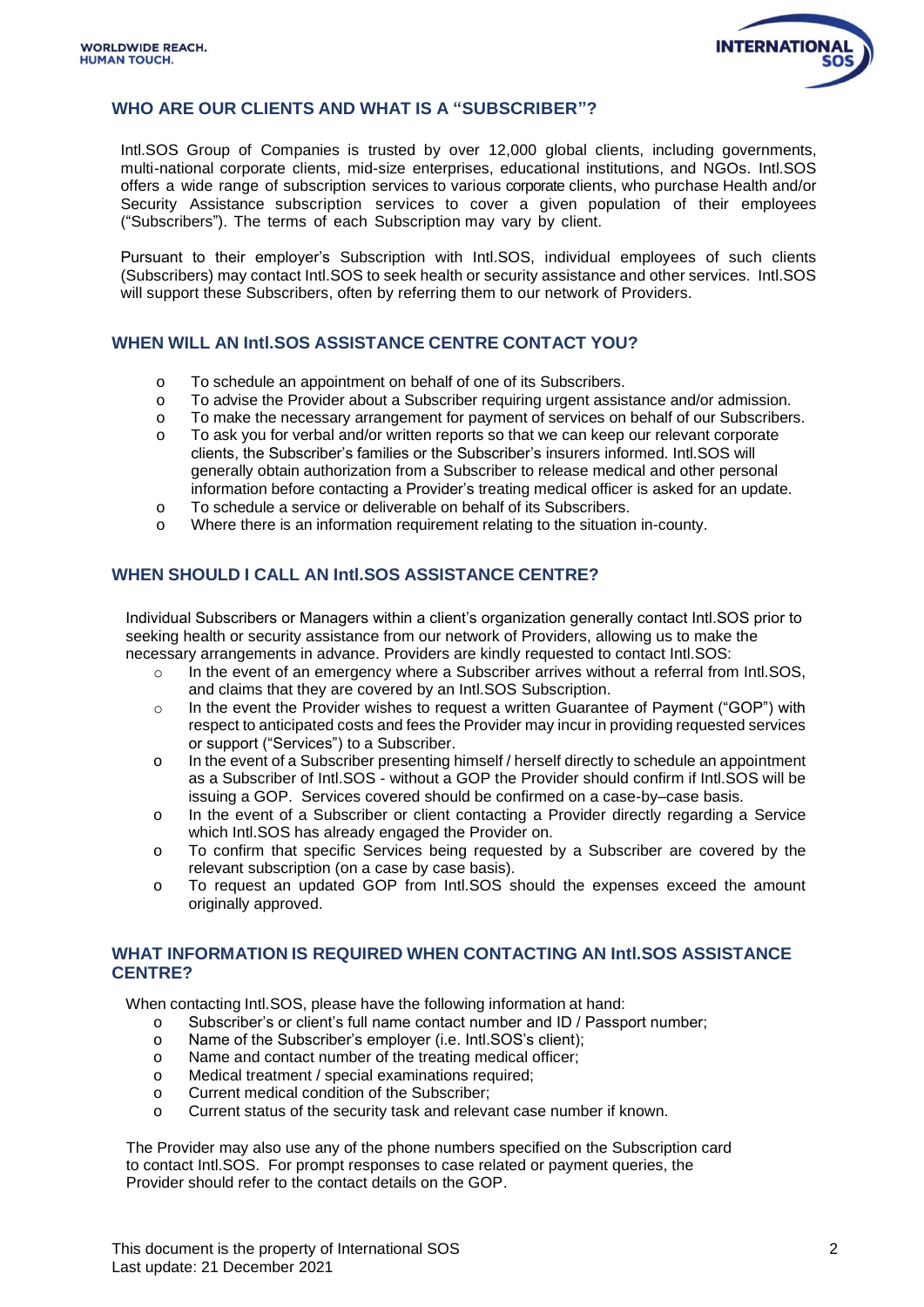## WHO ARE OUR CLIENTS AND WHAT IS A "SUBSCRIBER"?

Intl.SOS Group of Companies is trusted by over 12,000 global clients, including governments, multi-national corporate clients, mid-size enterprises, educational institutions, and NGOs. Intl.SOS offers a wide range of subscription services to various corporate clients, who purchase Health and/or Security Assistance subscription services to cover a given population of their employees ("Subscribers"). The terms of each Subscription may vary by client.

Pursuant to their employer's Subscription with Intl.SOS, individual employees of such clients (Subscribers) may contact Intl.SOS to seek health or security assistance and other services. Intl.SOS will support these Subscribers, often by referring them to our network of Providers.

## WHEN WILL AN Intl.SOS ASSISTANCE CENTRE CONTACT YOU?

- To schedule an appointment on behalf of one of its Subscribers.
- To advise the Provider about a Subscriber requiring urgent assistance and/or admission.
- To make the necessary arrangement for payment of services on behalf of our Subscribers.
- To ask you for verbal and/or written reports so that we can keep our relevant corporate clients, the Subscriber's families or the Subscriber's insurers informed. Intl.SOS will generally obtain authorization from a Subscriber to release medical and other personal information before contacting a Provider's treating medical officer is asked for an update.
- To schedule a service or deliverable on behalf of its Subscribers.
- Where there is an information requirement relating to the situation in-county.

## WHEN SHOULD I CALL AN Intl.SOS ASSISTANCE CENTRE?

Individual Subscribers or Managers within a client's organization generally contact Intl.SOS prior to seeking health or security assistance from our network of Providers, allowing us to make the necessary arrangements in advance. Providers are kindly requested to contact Intl.SOS:

- In the event of an emergency where a Subscriber arrives without a referral from Intl.SOS, and claims that they are covered by an Intl.SOS Subscription.
- In the event the Provider wishes to request a written Guarantee of Payment ("GOP") with respect to anticipated costs and fees the Provider may incur in providing requested services or support ("Services") to a Subscriber.
- In the event of a Subscriber presenting himself / herself directly to schedule an appointment as a Subscriber of Intl.SOS - without a GOP the Provider should confirm if Intl.SOS will be issuing a GOP. Services covered should be confirmed on a case-by–case basis.
- In the event of a Subscriber or client contacting a Provider directly regarding a Service which Intl.SOS has already engaged the Provider on.
- To confirm that specific Services being requested by a Subscriber are covered by the relevant subscription (on a case by case basis).
- To request an updated GOP from Intl.SOS should the expenses exceed the amount originally approved.

## WHAT INFORMATION IS REQUIRED WHEN CONTACTING AN Intl.SOS ASSISTANCE CENTRE?

When contacting Intl.SOS, please have the following information at hand:

- Subscriber's or client's full name contact number and ID / Passport number;
- Name of the Subscriber's employer (i.e. Intl.SOS's client);
- Name and contact number of the treating medical officer;
- Medical treatment / special examinations required;
- Current medical condition of the Subscriber;
- Current status of the security task and relevant case number if known.

The Provider may also use any of the phone numbers specified on the Subscription card to contact Intl.SOS. For prompt responses to case related or payment queries, the Provider should refer to the contact details on the GOP.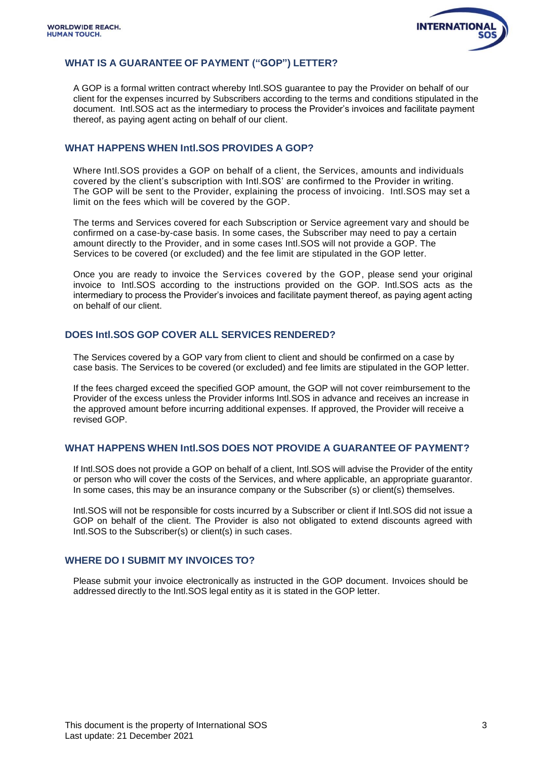## WHAT IS A GUARANTEE OF PAYMENT ("GOP") LETTER?

A GOP is a formal written contract whereby Intl.SOS guarantee to pay the Provider on behalf of our client for the expenses incurred by Subscribers according to the terms and conditions stipulated in the document. Intl.SOS act as the intermediary to process the Provider's invoices and facilitate payment thereof, as paying agent acting on behalf of our client.

## WHAT HAPPENS WHEN Intl.SOS PROVIDES A GOP?

Where Intl.SOS provides a GOP on behalf of a client, the Services, amounts and individuals covered by the client's subscription with Intl.SOS' are confirmed to the Provider in writing. The GOP will be sent to the Provider, explaining the process of invoicing. Intl.SOS may set a limit on the fees which will be covered by the GOP.

The terms and Services covered for each Subscription or Service agreement vary and should be confirmed on a case-by-case basis. In some cases, the Subscriber may need to pay a certain amount directly to the Provider, and in some cases Intl.SOS will not provide a GOP. The Services to be covered (or excluded) and the fee limit are stipulated in the GOP letter.

Once you are ready to invoice the Services covered by the GOP, please send your original invoice to Intl.SOS according to the instructions provided on the GOP. Intl.SOS acts as the intermediary to process the Provider's invoices and facilitate payment thereof, as paying agent acting on behalf of our client.

## DOES Intl.SOS GOP COVER ALL SERVICES RENDERED?

The Services covered by a GOP vary from client to client and should be confirmed on a case by case basis. The Services to be covered (or excluded) and fee limits are stipulated in the GOP letter.

If the fees charged exceed the specified GOP amount, the GOP will not cover reimbursement to the Provider of the excess unless the Provider informs Intl.SOS in advance and receives an increase in the approved amount before incurring additional expenses. If approved, the Provider will receive a revised GOP.

## WHAT HAPPENS WHEN Intl.SOS DOES NOT PROVIDE A GUARANTEE OF PAYMENT?

If Intl.SOS does not provide a GOP on behalf of a client, Intl.SOS will advise the Provider of the entity or person who will cover the costs of the Services, and where applicable, an appropriate guarantor. In some cases, this may be an insurance company or the Subscriber (s) or client(s) themselves.

Intl.SOS will not be responsible for costs incurred by a Subscriber or client if Intl.SOS did not issue a GOP on behalf of the client. The Provider is also not obligated to extend discounts agreed with Intl.SOS to the Subscriber(s) or client(s) in such cases.

## WHERE DO I SUBMIT MY INVOICES TO?

Please submit your invoice electronically as instructed in the GOP document. Invoices should be addressed directly to the Intl.SOS legal entity as it is stated in the GOP letter.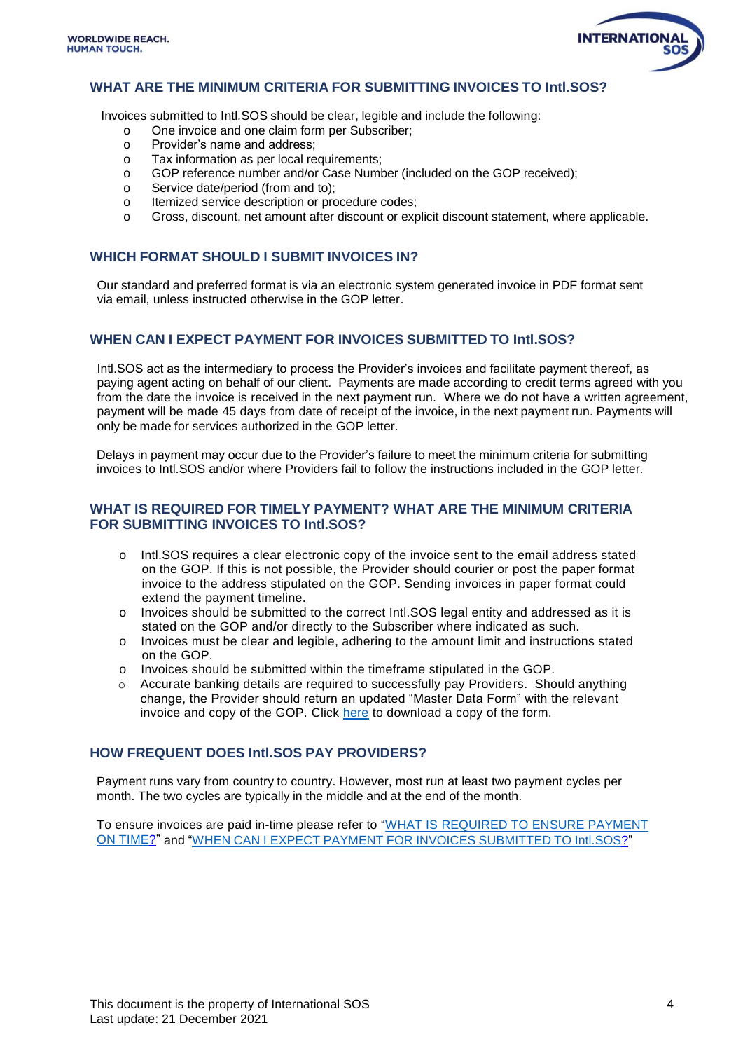## WHAT ARE THE MINIMUM CRITERIA FOR SUBMITTING INVOICES TO Intl.SOS?

Invoices submitted to Intl.SOS should be clear, legible and include the following:

- One invoice and one claim form per Subscriber;
- Provider's name and address;
- Tax information as per local requirements;
- GOP reference number and/or Case Number (included on the GOP received);
- Service date/period (from and to);
- Itemized service description or procedure codes;
- Gross, discount, net amount after discount or explicit discount statement, where applicable.

## WHICH FORMAT SHOULD I SUBMIT INVOICES IN?

Our standard and preferred format is via an electronic system generated invoice in PDF format sent via email, unless instructed otherwise in the GOP letter.

## WHEN CAN I EXPECT PAYMENT FOR INVOICES SUBMITTED TO Intl.SOS?

Intl.SOS act as the intermediary to process the Provider's invoices and facilitate payment thereof, as paying agent acting on behalf of our client. Payments are made according to credit terms agreed with you from the date the invoice is received in the next payment run. Where we do not have a written agreement, payment will be made 45 days from date of receipt of the invoice, in the next payment run. Payments will only be made for services authorized in the GOP letter.

Delays in payment may occur due to the Provider's failure to meet the minimum criteria for submitting invoices to Intl.SOS and/or where Providers fail to follow the instructions included in the GOP letter.

## WHAT IS REQUIRED FOR TIMELY PAYMENT? WHAT ARE THE MINIMUM CRITERIA FOR SUBMITTING INVOICES TO Intl.SOS?

- Intl.SOS requires a clear electronic copy of the invoice sent to the email address stated on the GOP. If this is not possible, the Provider should courier or post the paper format invoice to the address stipulated on the GOP. Sending invoices in paper format could extend the payment timeline.
- Invoices should be submitted to the correct Intl.SOS legal entity and addressed as it is stated on the GOP and/or directly to the Subscriber where indicated as such.
- Invoices must be clear and legible, adhering to the amount limit and instructions stated on the GOP.
- Invoices should be submitted within the timeframe stipulated in the GOP.
- Accurate banking details are required to successfully pay Providers. Should anything change, the Provider should return an updated "Master Data Form" with the relevant invoice and copy of the GOP. Click here to download a copy of the form.

## HOW FREQUENT DOES Intl.SOS PAY PROVIDERS?

Payment runs vary from country to country. However, most run at least two payment cycles per month. The two cycles are typically in the middle and at the end of the month.

To ensure invoices are paid in-time please refer to "WHAT IS REQUIRED TO ENSURE PAYMENT ON TIME?" and "WHEN CAN I EXPECT PAYMENT FOR INVOICES SUBMITTED TO Intl.SOS?"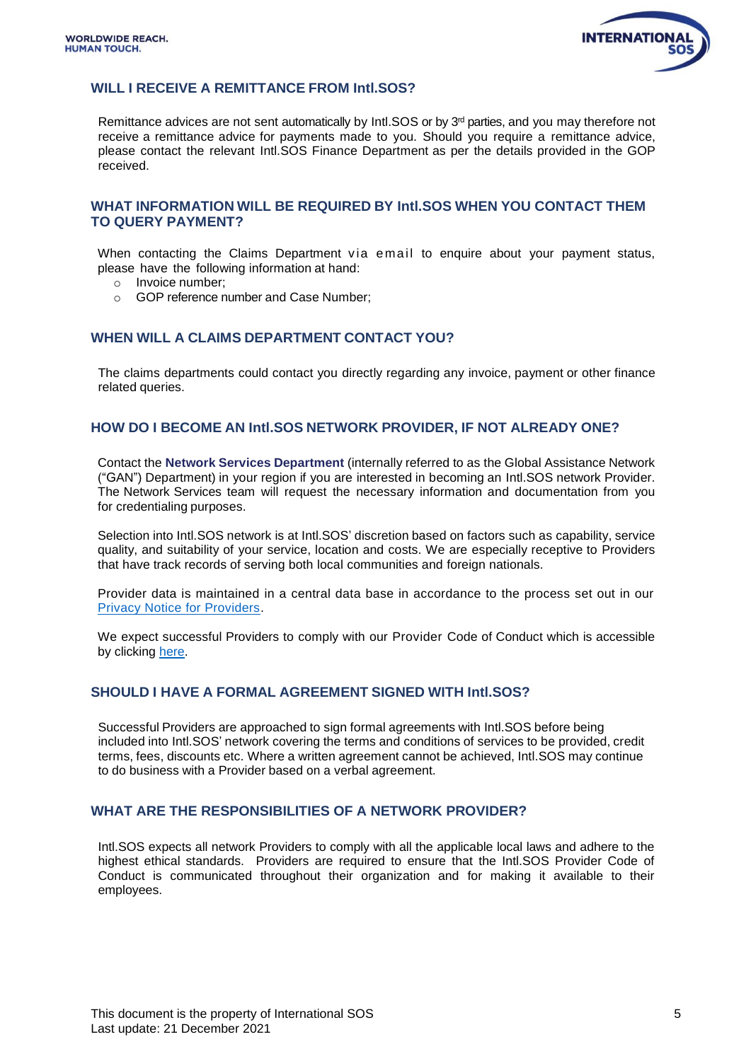## WILL I RECEIVE A REMITTANCE FROM Intl.SOS?

Remittance advices are not sent automatically by Intl.SOS or by 3rd parties, and you may therefore not receive a remittance advice for payments made to you. Should you require a remittance advice, please contact the relevant Intl.SOS Finance Department as per the details provided in the GOP received.

## WHAT INFORMATION WILL BE REQUIRED BY Intl.SOS WHEN YOU CONTACT THEM TO QUERY PAYMENT?

When contacting the Claims Department via email to enquire about your payment status, please have the following information at hand:

- Invoice number;
- GOP reference number and Case Number;

## WHEN WILL A CLAIMS DEPARTMENT CONTACT YOU?

The claims departments could contact you directly regarding any invoice, payment or other finance related queries.

## HOW DO I BECOME AN Intl.SOS NETWORK PROVIDER, IF NOT ALREADY ONE?

Contact the **Network Services Department** (internally referred to as the Global Assistance Network ("GAN") Department) in your region if you are interested in becoming an Intl.SOS network Provider. The Network Services team will request the necessary information and documentation from you for credentialing purposes.

Selection into Intl.SOS network is at Intl.SOS' discretion based on factors such as capability, service quality, and suitability of your service, location and costs. We are especially receptive to Providers that have track records of serving both local communities and foreign nationals.

Provider data is maintained in a central data base in accordance to the process set out in our Privacy Notice for Providers.

We expect successful Providers to comply with our Provider Code of Conduct which is accessible by clicking here.

## SHOULD I HAVE A FORMAL AGREEMENT SIGNED WITH Intl.SOS?

Successful Providers are approached to sign formal agreements with Intl.SOS before being included into Intl.SOS' network covering the terms and conditions of services to be provided, credit terms, fees, discounts etc. Where a written agreement cannot be achieved, Intl.SOS may continue to do business with a Provider based on a verbal agreement.

## WHAT ARE THE RESPONSIBILITIES OF A NETWORK PROVIDER?

Intl.SOS expects all network Providers to comply with all the applicable local laws and adhere to the highest ethical standards. Providers are required to ensure that the Intl.SOS Provider Code of Conduct is communicated throughout their organization and for making it available to their employees.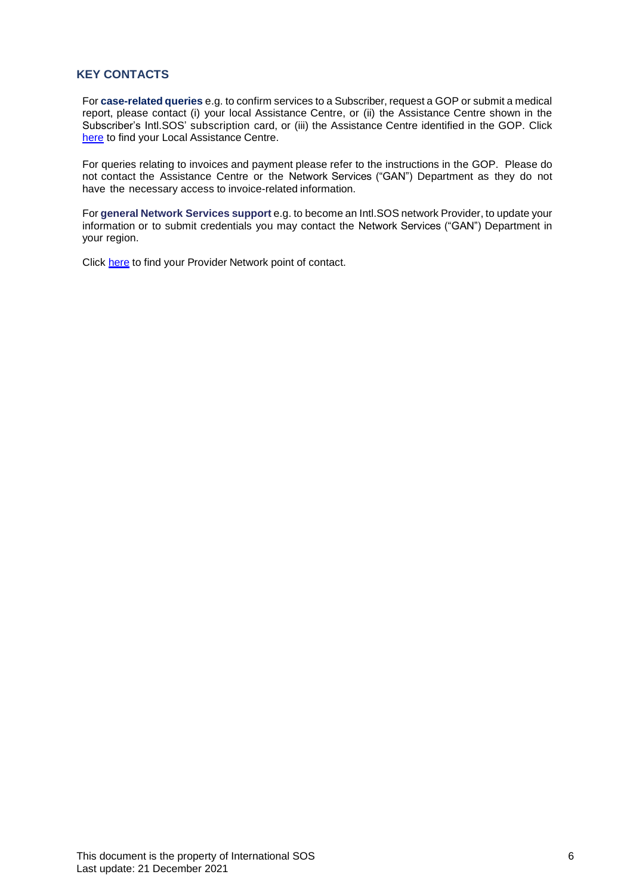## KEY CONTACTS

For **case-related queries** e.g. to confirm services to a Subscriber, request a GOP or submit a medical report, please contact (i) your local Assistance Centre, or (ii) the Assistance Centre shown in the Subscriber's Intl.SOS' subscription card, or (iii) the Assistance Centre identified in the GOP. Click here to find your Local Assistance Centre.

For queries relating to invoices and payment please refer to the instructions in the GOP. Please do not contact the Assistance Centre or the Network Services ("GAN") Department as they do not have the necessary access to invoice-related information.

For **general Network Services support** e.g. to become an Intl.SOS network Provider, to update your information or to submit credentials you may contact the Network Services ("GAN") Department in your region.

Click here to find your Provider Network point of contact.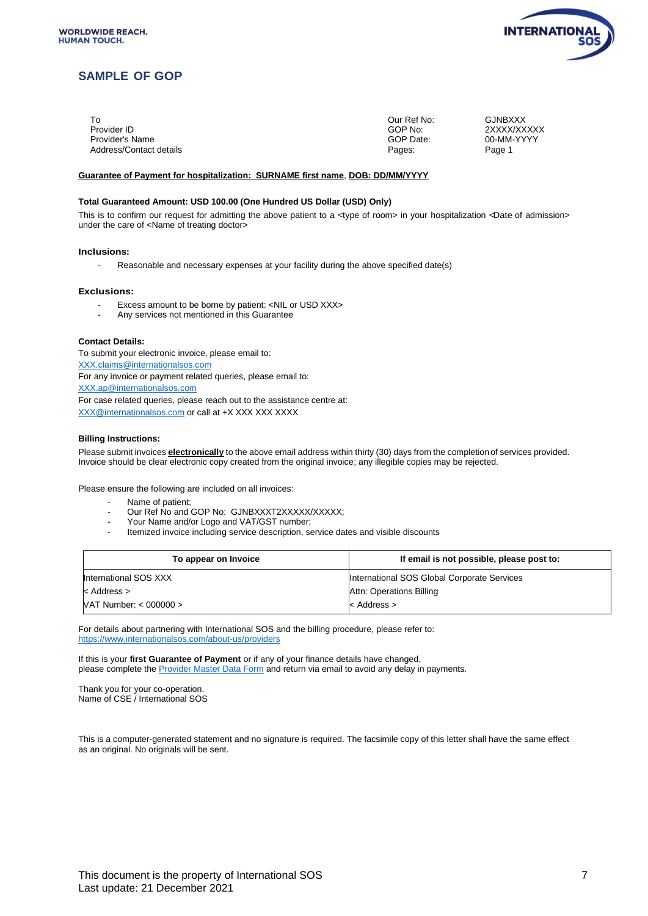WORLDWIDE REACH.
HUMAN TOUCH.

## SAMPLE OF GOP

To
Provider ID
Provider's Name
Address/Contact details

Our Ref No: GJNBXXX
GOP No: 2XXXX/XXXXX
GOP Date: 00-MM-YYYY
Pages: Page 1

**Guarantee of Payment for hospitalization: SURNAME first name, DOB: DD/MM/YYYY**

**Total Guaranteed Amount: USD 100.00 (One Hundred US Dollar (USD) Only)**

This is to confirm our request for admitting the above patient to a <type of room> in your hospitalization <Date of admission> under the care of <Name of treating doctor>

**Inclusions:**

- Reasonable and necessary expenses at your facility during the above specified date(s)

**Exclusions:**

- Excess amount to be borne by patient: <NIL or USD XXX>
- Any services not mentioned in this Guarantee

**Contact Details:**

To submit your electronic invoice, please email to:
XXX.claims@internationalsos.com
For any invoice or payment related queries, please email to:
XXX.ap@internationalsos.com
For case related queries, please reach out to the assistance centre at:
XXX@internationalsos.com or call at +X XXX XXX XXXX

**Billing Instructions:**

Please submit invoices **electronically** to the above email address within thirty (30) days from the completion of services provided. Invoice should be clear electronic copy created from the original invoice; any illegible copies may be rejected.

Please ensure the following are included on all invoices:

- Name of patient;
- Our Ref No and GOP No: GJNBXXXT2XXXXX/XXXXX;
- Your Name and/or Logo and VAT/GST number;
- Itemized invoice including service description, service dates and visible discounts

| To appear on Invoice | If email is not possible, please post to: |
|---|---|
| International SOS XXX | International SOS Global Corporate Services |
| < Address > | Attn: Operations Billing |
| VAT Number: < 000000 > | < Address > |

For details about partnering with International SOS and the billing procedure, please refer to:
https://www.internationalsos.com/about-us/providers

If this is your **first Guarantee of Payment** or if any of your finance details have changed, please complete the Provider Master Data Form and return via email to avoid any delay in payments.

Thank you for your co-operation.
Name of CSE / International SOS

This is a computer-generated statement and no signature is required. The facsimile copy of this letter shall have the same effect as an original. No originals will be sent.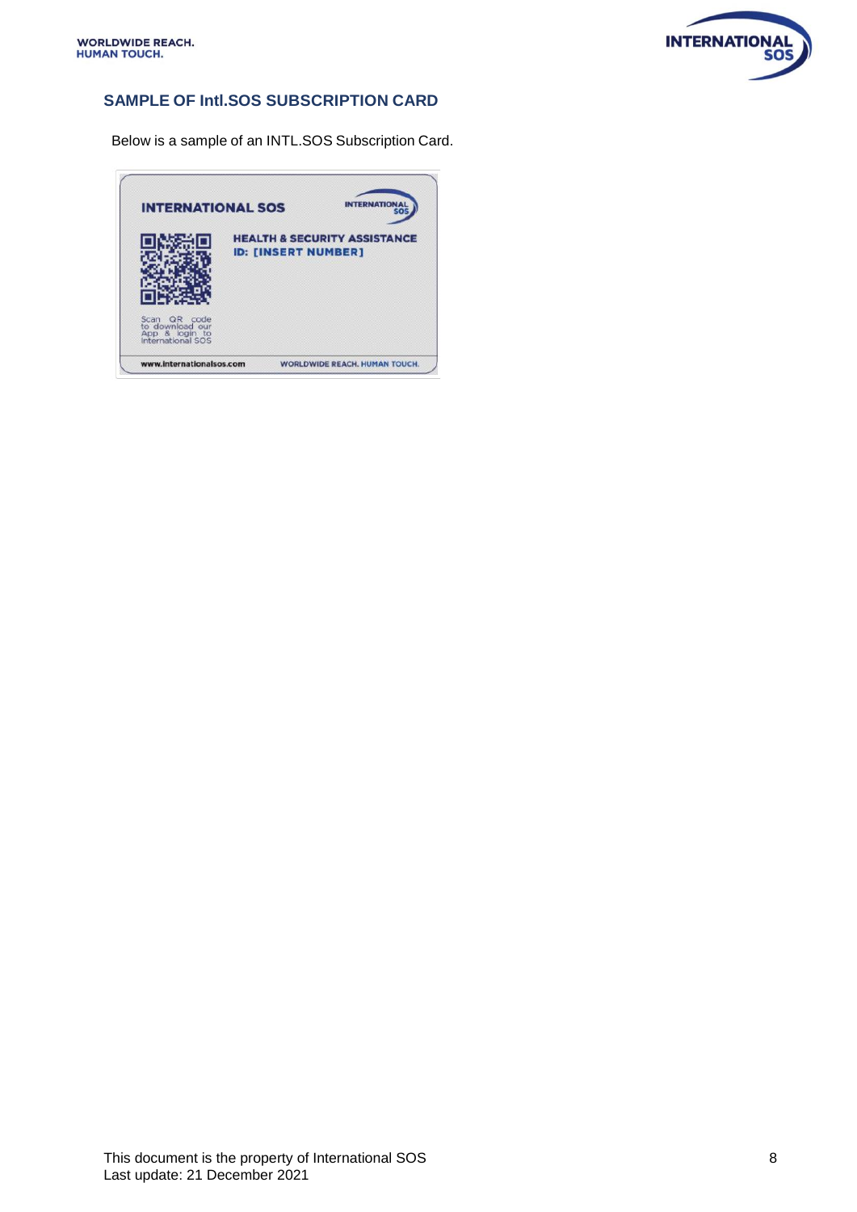## SAMPLE OF Intl.SOS SUBSCRIPTION CARD

Below is a sample of an INTL.SOS Subscription Card.

INTERNATIONAL SOS

HEALTH & SECURITY ASSISTANCE
ID: [INSERT NUMBER]

Scan QR code to download our App & login to International SOS

www.internationalsos.com

WORLDWIDE REACH. HUMAN TOUCH.